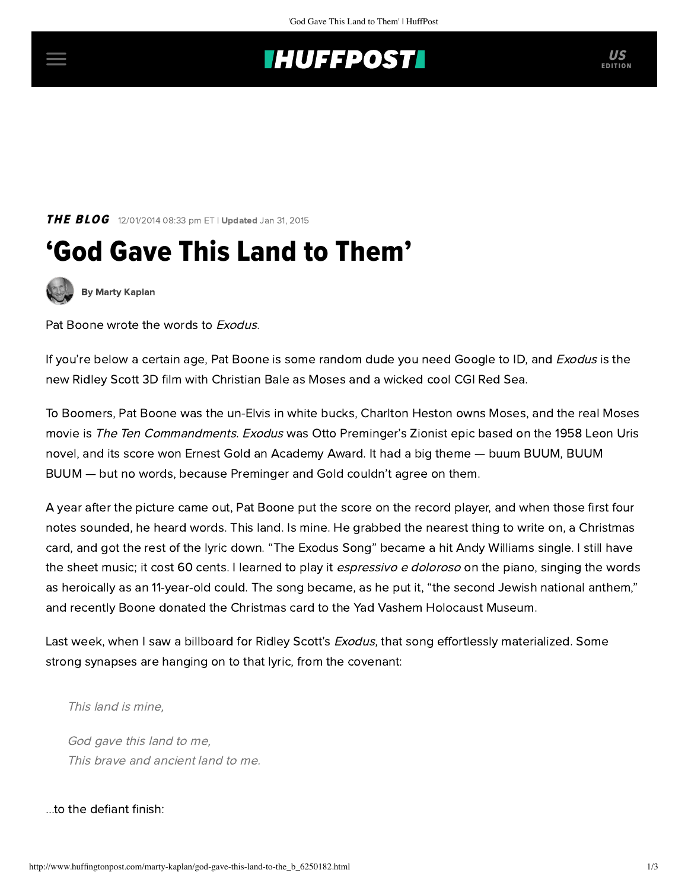**THE BLOG** 12/01/2014 08:33 pm ET | **Updated** Jan 31, 2015

# 'God Gave This Land to Them'

**By Marty Kaplan**

Pat Boone wrote the words to *Exodus*.

If you're below a certain age, Pat Boone is some random dude you need Google to ID, and *Exodus* is the new Ridley Scott 3D film with Christian Bale as Moses and a wicked cool CGI Red Sea.

To Boomers, Pat Boone was the un-Elvis in white bucks, Charlton Heston owns Moses, and the real Moses movie is *The Ten Commandments*. *Exodus* was Otto Preminger's Zionist epic based on the 1958 Leon Uris novel, and its score won Ernest Gold an Academy Award. It had a big theme — buum BUUM, BUUM BUUM — but no words, because Preminger and Gold couldn't agree on them.

A year after the picture came out, Pat Boone put the score on the record player, and when those first four notes sounded, he heard words. This land. Is mine. He grabbed the nearest thing to write on, a Christmas card, and got the rest of the lyric down. "The Exodus Song" became a hit Andy Williams single. I still have the sheet music; it cost 60 cents. I learned to play it *espressivo e doloroso* on the piano, singing the words as heroically as an 11-year-old could. The song became, as he put it, "the second Jewish national anthem," and recently Boone donated the Christmas card to the Yad Vashem Holocaust Museum.

Last week, when I saw a billboard for Ridley Scott's *Exodus*, that song effortlessly materialized. Some strong synapses are hanging on to that lyric, from the covenant:

> *This land is mine,*
>
> *God gave this land to me,*
> *This brave and ancient land to me.*

...to the defiant finish: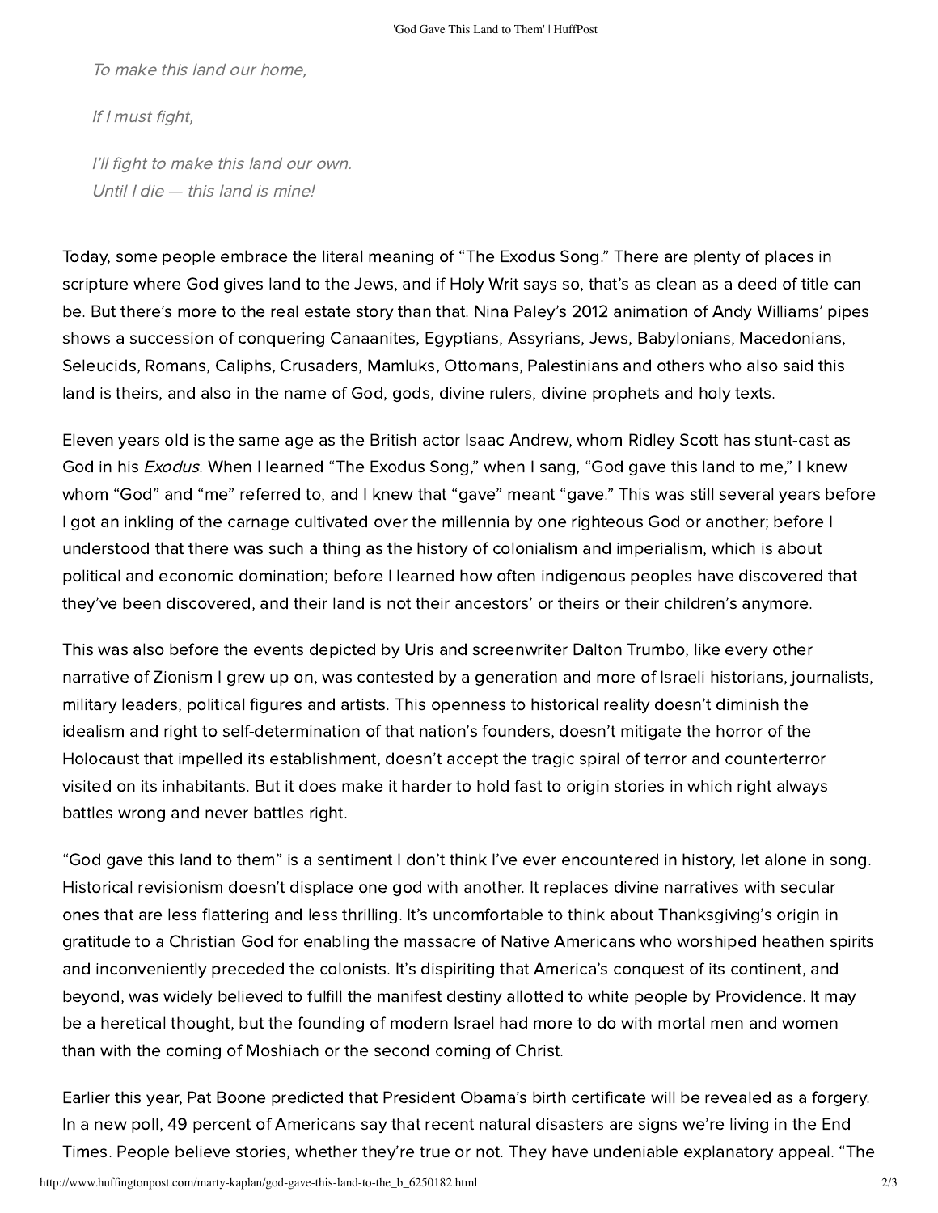*To make this land our home,*

*If I must fight,*

*I'll fight to make this land our own.*
*Until I die — this land is mine!*

Today, some people embrace the literal meaning of "The Exodus Song." There are plenty of places in scripture where God gives land to the Jews, and if Holy Writ says so, that's as clean as a deed of title can be. But there's more to the real estate story than that. Nina Paley's 2012 animation of Andy Williams' pipes shows a succession of conquering Canaanites, Egyptians, Assyrians, Jews, Babylonians, Macedonians, Seleucids, Romans, Caliphs, Crusaders, Mamluks, Ottomans, Palestinians and others who also said this land is theirs, and also in the name of God, gods, divine rulers, divine prophets and holy texts.

Eleven years old is the same age as the British actor Isaac Andrew, whom Ridley Scott has stunt-cast as God in his *Exodus*. When I learned "The Exodus Song," when I sang, "God gave this land to me," I knew whom "God" and "me" referred to, and I knew that "gave" meant "gave." This was still several years before I got an inkling of the carnage cultivated over the millennia by one righteous God or another; before I understood that there was such a thing as the history of colonialism and imperialism, which is about political and economic domination; before I learned how often indigenous peoples have discovered that they've been discovered, and their land is not their ancestors' or theirs or their children's anymore.

This was also before the events depicted by Uris and screenwriter Dalton Trumbo, like every other narrative of Zionism I grew up on, was contested by a generation and more of Israeli historians, journalists, military leaders, political figures and artists. This openness to historical reality doesn't diminish the idealism and right to self-determination of that nation's founders, doesn't mitigate the horror of the Holocaust that impelled its establishment, doesn't accept the tragic spiral of terror and counterterror visited on its inhabitants. But it does make it harder to hold fast to origin stories in which right always battles wrong and never battles right.

"God gave this land to them" is a sentiment I don't think I've ever encountered in history, let alone in song. Historical revisionism doesn't displace one god with another. It replaces divine narratives with secular ones that are less flattering and less thrilling. It's uncomfortable to think about Thanksgiving's origin in gratitude to a Christian God for enabling the massacre of Native Americans who worshiped heathen spirits and inconveniently preceded the colonists. It's dispiriting that America's conquest of its continent, and beyond, was widely believed to fulfill the manifest destiny allotted to white people by Providence. It may be a heretical thought, but the founding of modern Israel had more to do with mortal men and women than with the coming of Moshiach or the second coming of Christ.

Earlier this year, Pat Boone predicted that President Obama's birth certificate will be revealed as a forgery. In a new poll, 49 percent of Americans say that recent natural disasters are signs we're living in the End Times. People believe stories, whether they're true or not. They have undeniable explanatory appeal. "The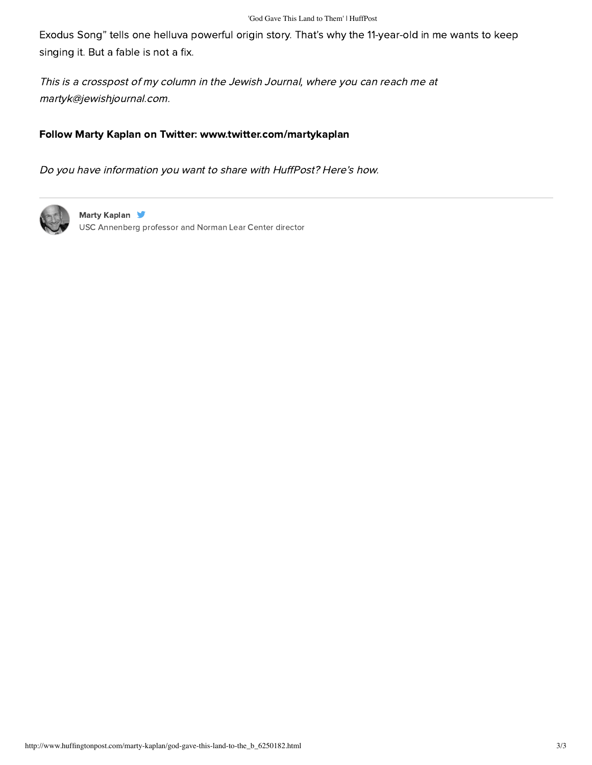Exodus Song" tells one helluva powerful origin story. That's why the 11-year-old in me wants to keep singing it. But a fable is not a fix.

*This is a crosspost of my column in the Jewish Journal, where you can reach me at martyk@jewishjournal.com.*

**Follow Marty Kaplan on Twitter: www.twitter.com/martykaplan**

*Do you have information you want to share with HuffPost? Here's how.*

---

**Marty Kaplan**
USC Annenberg professor and Norman Lear Center director